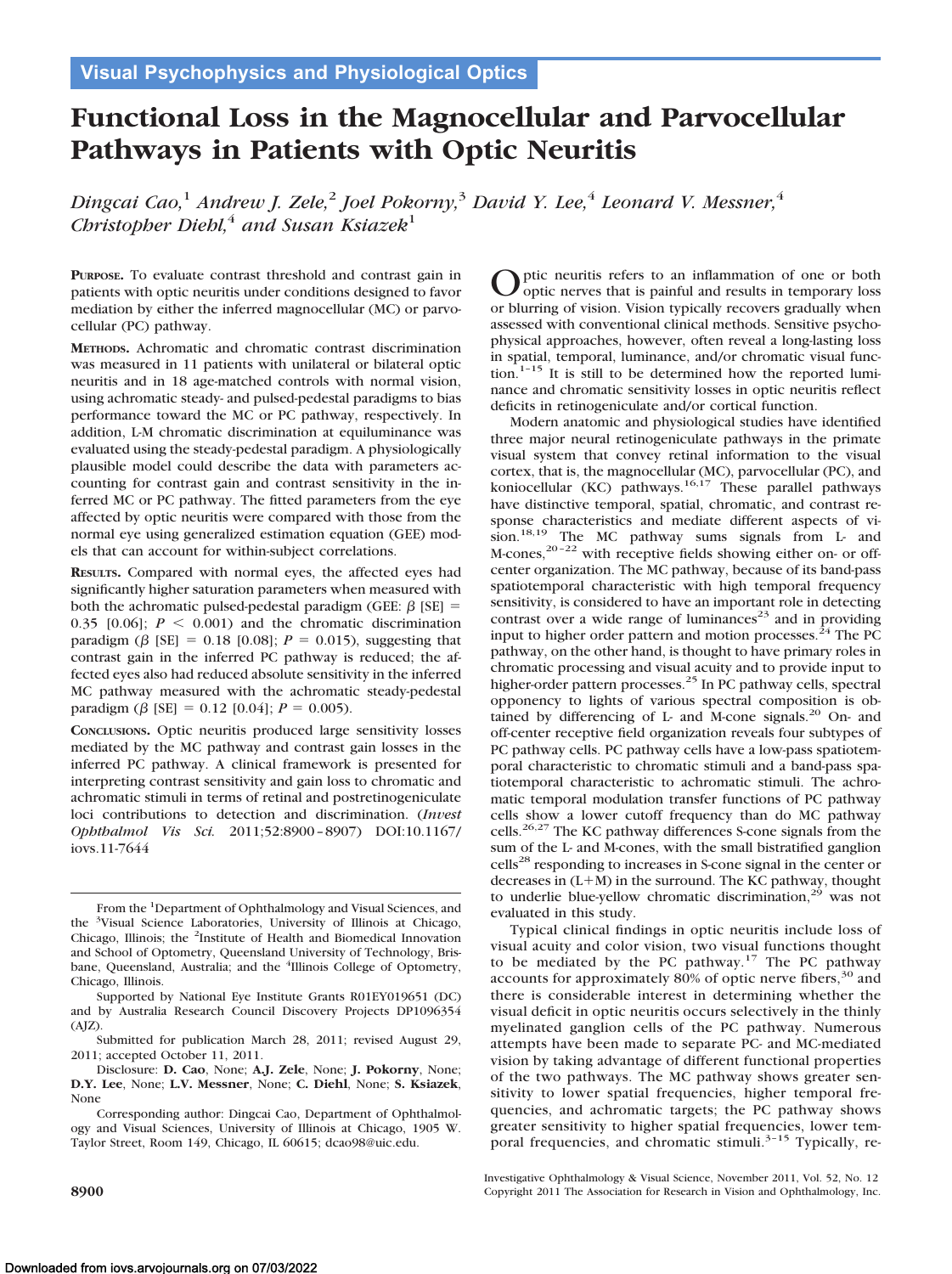Visual Psychophysics and Physiological Optics

# Functional Loss in the Magnocellular and Parvocellular Pathways in Patients with Optic Neuritis

*Dingcai Cao,[1] Andrew J. Zele,[2] Joel Pokorny,[3] David Y. Lee,[4] Leonard V. Messner,[4] Christopher Diehl,[4] and Susan Ksiazek[1]*

**Purpose.** To evaluate contrast threshold and contrast gain in patients with optic neuritis under conditions designed to favor mediation by either the inferred magnocellular (MC) or parvocellular (PC) pathway.

**Methods.** Achromatic and chromatic contrast discrimination was measured in 11 patients with unilateral or bilateral optic neuritis and in 18 age-matched controls with normal vision, using achromatic steady- and pulsed-pedestal paradigms to bias performance toward the MC or PC pathway, respectively. In addition, L-M chromatic discrimination at equiluminance was evaluated using the steady-pedestal paradigm. A physiologically plausible model could describe the data with parameters accounting for contrast gain and contrast sensitivity in the inferred MC or PC pathway. The fitted parameters from the eye affected by optic neuritis were compared with those from the normal eye using generalized estimation equation (GEE) models that can account for within-subject correlations.

**Results.** Compared with normal eyes, the affected eyes had significantly higher saturation parameters when measured with both the achromatic pulsed-pedestal paradigm (GEE: $\beta$ [SE] = 0.35 [0.06]; $P < 0.001$) and the chromatic discrimination paradigm ($\beta$ [SE] = 0.18 [0.08]; $P = 0.015$), suggesting that contrast gain in the inferred PC pathway is reduced; the affected eyes also had reduced absolute sensitivity in the inferred MC pathway measured with the achromatic steady-pedestal paradigm ($\beta$ [SE] = 0.12 [0.04]; $P = 0.005$).

**Conclusions.** Optic neuritis produced large sensitivity losses mediated by the MC pathway and contrast gain losses in the inferred PC pathway. A clinical framework is presented for interpreting contrast sensitivity and gain loss to chromatic and achromatic stimuli in terms of retinal and postretinogeniculate loci contributions to detection and discrimination. (*Invest Ophthalmol Vis Sci.* 2011;52:8900–8907) DOI:10.1167/iovs.11-7644

Optic neuritis refers to an inflammation of one or both optic nerves that is painful and results in temporary loss or blurring of vision. Vision typically recovers gradually when assessed with conventional clinical methods. Sensitive psychophysical approaches, however, often reveal a long-lasting loss in spatial, temporal, luminance, and/or chromatic visual function.[1–15] It is still to be determined how the reported luminance and chromatic sensitivity losses in optic neuritis reflect deficits in retinogeniculate and/or cortical function.

Modern anatomic and physiological studies have identified three major neural retinogeniculate pathways in the primate visual system that convey retinal information to the visual cortex, that is, the magnocellular (MC), parvocellular (PC), and koniocellular (KC) pathways.[16,17] These parallel pathways have distinctive temporal, spatial, chromatic, and contrast response characteristics and mediate different aspects of vision.[18,19] The MC pathway sums signals from L- and M-cones,[20–22] with receptive fields showing either on- or off-center organization. The MC pathway, because of its band-pass spatiotemporal characteristic with high temporal frequency sensitivity, is considered to have an important role in detecting contrast over a wide range of luminances[23] and in providing input to higher order pattern and motion processes.[24] The PC pathway, on the other hand, is thought to have primary roles in chromatic processing and visual acuity and to provide input to higher-order pattern processes.[25] In PC pathway cells, spectral opponency to lights of various spectral composition is obtained by differencing of L- and M-cone signals.[20] On- and off-center receptive field organization reveals four subtypes of PC pathway cells. PC pathway cells have a low-pass spatiotemporal characteristic to chromatic stimuli and a band-pass spatiotemporal characteristic to achromatic stimuli. The achromatic temporal modulation transfer functions of PC pathway cells show a lower cutoff frequency than do MC pathway cells.[26,27] The KC pathway differences S-cone signals from the sum of the L- and M-cones, with the small bistratified ganglion cells[28] responding to increases in S-cone signal in the center or decreases in (L+M) in the surround. The KC pathway, thought to underlie blue-yellow chromatic discrimination,[29] was not evaluated in this study.

Typical clinical findings in optic neuritis include loss of visual acuity and color vision, two visual functions thought to be mediated by the PC pathway.[17] The PC pathway accounts for approximately 80% of optic nerve fibers,[30] and there is considerable interest in determining whether the visual deficit in optic neuritis occurs selectively in the thinly myelinated ganglion cells of the PC pathway. Numerous attempts have been made to separate PC- and MC-mediated vision by taking advantage of different functional properties of the two pathways. The MC pathway shows greater sensitivity to lower spatial frequencies, higher temporal frequencies, and achromatic targets; the PC pathway shows greater sensitivity to higher spatial frequencies, lower temporal frequencies, and chromatic stimuli.[3–15] Typically, re-

From the [1]Department of Ophthalmology and Visual Sciences, and the [3]Visual Science Laboratories, University of Illinois at Chicago, Chicago, Illinois; the [2]Institute of Health and Biomedical Innovation and School of Optometry, Queensland University of Technology, Brisbane, Queensland, Australia; and the [4]Illinois College of Optometry, Chicago, Illinois.

Supported by National Eye Institute Grants R01EY019651 (DC) and by Australia Research Council Discovery Projects DP1096354 (AJZ).

Submitted for publication March 28, 2011; revised August 29, 2011; accepted October 11, 2011.

Disclosure: **D. Cao**, None; **A.J. Zele**, None; **J. Pokorny**, None; **D.Y. Lee**, None; **L.V. Messner**, None; **C. Diehl**, None; **S. Ksiazek**, None

Corresponding author: Dingcai Cao, Department of Ophthalmology and Visual Sciences, University of Illinois at Chicago, 1905 W. Taylor Street, Room 149, Chicago, IL 60615; dcao98@uic.edu.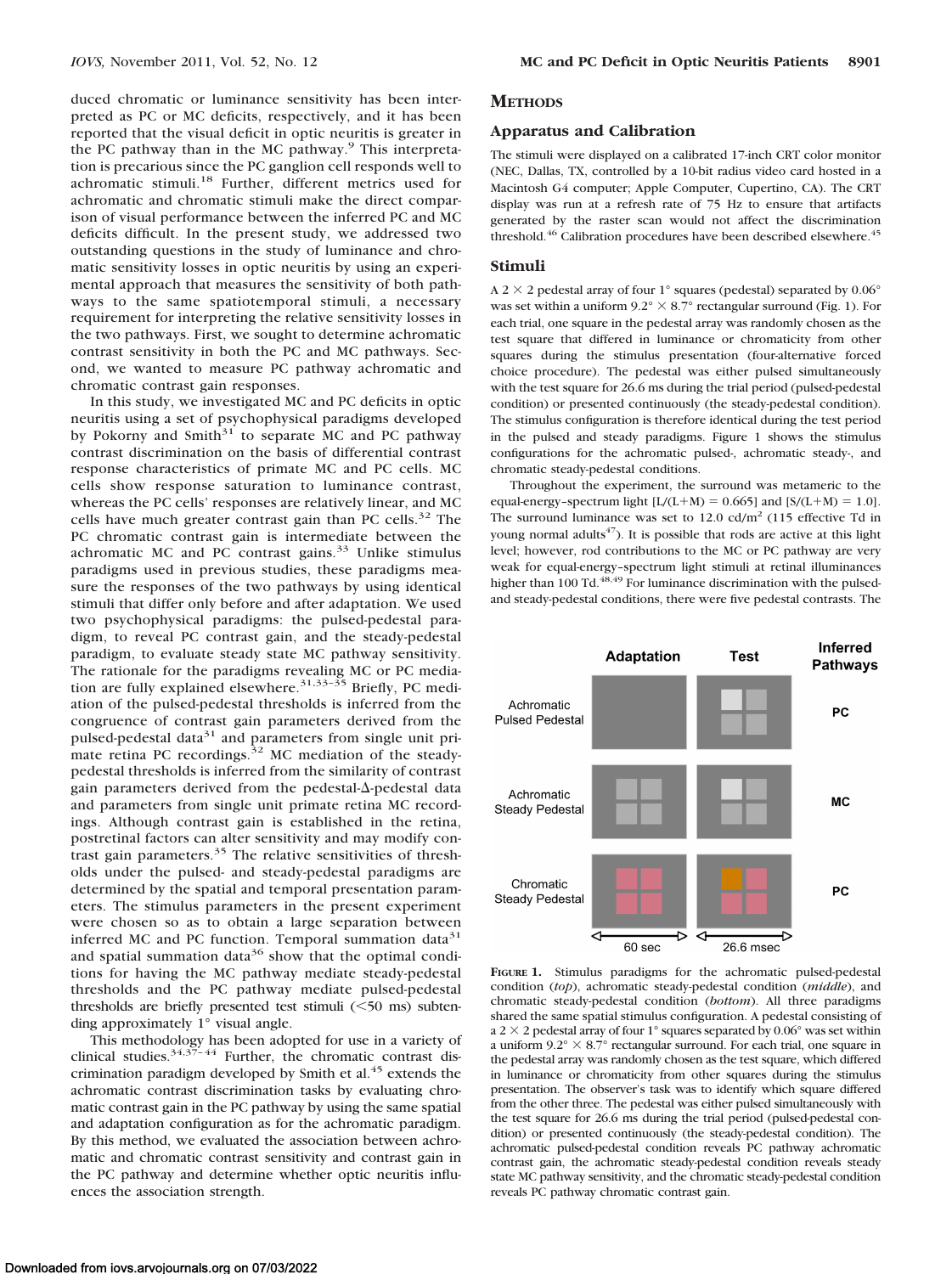duced chromatic or luminance sensitivity has been interpreted as PC or MC deficits, respectively, and it has been reported that the visual deficit in optic neuritis is greater in the PC pathway than in the MC pathway.[9] This interpretation is precarious since the PC ganglion cell responds well to achromatic stimuli.[18] Further, different metrics used for achromatic and chromatic stimuli make the direct comparison of visual performance between the inferred PC and MC deficits difficult. In the present study, we addressed two outstanding questions in the study of luminance and chromatic sensitivity losses in optic neuritis by using an experimental approach that measures the sensitivity of both pathways to the same spatiotemporal stimuli, a necessary requirement for interpreting the relative sensitivity losses in the two pathways. First, we sought to determine achromatic contrast sensitivity in both the PC and MC pathways. Second, we wanted to measure PC pathway achromatic and chromatic contrast gain responses.

In this study, we investigated MC and PC deficits in optic neuritis using a set of psychophysical paradigms developed by Pokorny and Smith[31] to separate MC and PC pathway contrast discrimination on the basis of differential contrast response characteristics of primate MC and PC cells. MC cells show response saturation to luminance contrast, whereas the PC cells' responses are relatively linear, and MC cells have much greater contrast gain than PC cells.[32] The PC chromatic contrast gain is intermediate between the achromatic MC and PC contrast gains.[33] Unlike stimulus paradigms used in previous studies, these paradigms measure the responses of the two pathways by using identical stimuli that differ only before and after adaptation. We used two psychophysical paradigms: the pulsed-pedestal paradigm, to reveal PC contrast gain, and the steady-pedestal paradigm, to evaluate steady state MC pathway sensitivity. The rationale for the paradigms revealing MC or PC mediation are fully explained elsewhere.[31,33–35] Briefly, PC mediation of the pulsed-pedestal thresholds is inferred from the congruence of contrast gain parameters derived from the pulsed-pedestal data[31] and parameters from single unit primate retina PC recordings.[32] MC mediation of the steady-pedestal thresholds is inferred from the similarity of contrast gain parameters derived from the pedestal-Δ-pedestal data and parameters from single unit primate retina MC recordings. Although contrast gain is established in the retina, postretinal factors can alter sensitivity and may modify contrast gain parameters.[35] The relative sensitivities of thresholds under the pulsed- and steady-pedestal paradigms are determined by the spatial and temporal presentation parameters. The stimulus parameters in the present experiment were chosen so as to obtain a large separation between inferred MC and PC function. Temporal summation data[31] and spatial summation data[36] show that the optimal conditions for having the MC pathway mediate steady-pedestal thresholds and the PC pathway mediate pulsed-pedestal thresholds are briefly presented test stimuli (<50 ms) subtending approximately 1° visual angle.

This methodology has been adopted for use in a variety of clinical studies.[34,37–44] Further, the chromatic contrast discrimination paradigm developed by Smith et al.[45] extends the achromatic contrast discrimination tasks by evaluating chromatic contrast gain in the PC pathway by using the same spatial and adaptation configuration as for the achromatic paradigm. By this method, we evaluated the association between achromatic and chromatic contrast sensitivity and contrast gain in the PC pathway and determine whether optic neuritis influences the association strength.

## METHODS

### Apparatus and Calibration

The stimuli were displayed on a calibrated 17-inch CRT color monitor (NEC, Dallas, TX, controlled by a 10-bit radius video card hosted in a Macintosh G4 computer; Apple Computer, Cupertino, CA). The CRT display was run at a refresh rate of 75 Hz to ensure that artifacts generated by the raster scan would not affect the discrimination threshold.[46] Calibration procedures have been described elsewhere.[45]

### Stimuli

A 2 × 2 pedestal array of four 1° squares (pedestal) separated by 0.06° was set within a uniform 9.2° × 8.7° rectangular surround (Fig. 1). For each trial, one square in the pedestal array was randomly chosen as the test square that differed in luminance or chromaticity from other squares during the stimulus presentation (four-alternative forced choice procedure). The pedestal was either pulsed simultaneously with the test square for 26.6 ms during the trial period (pulsed-pedestal condition) or presented continuously (the steady-pedestal condition). The stimulus configuration is therefore identical during the test period in the pulsed and steady paradigms. Figure 1 shows the stimulus configurations for the achromatic pulsed-, achromatic steady-, and chromatic steady-pedestal conditions.

Throughout the experiment, the surround was metameric to the equal-energy–spectrum light [$L/(L+M) = 0.665$] and [$S/(L+M) = 1.0$]. The surround luminance was set to 12.0 cd/m² (115 effective Td in young normal adults[47]). It is possible that rods are active at this light level; however, rod contributions to the MC or PC pathway are very weak for equal-energy–spectrum light stimuli at retinal illuminances higher than 100 Td.[48,49] For luminance discrimination with the pulsed- and steady-pedestal conditions, there were five pedestal contrasts. The

**FIGURE 1.** Stimulus paradigms for the achromatic pulsed-pedestal condition (*top*), achromatic steady-pedestal condition (*middle*), and chromatic steady-pedestal condition (*bottom*). All three paradigms shared the same spatial stimulus configuration. A pedestal consisting of a 2 × 2 pedestal array of four 1° squares separated by 0.06° was set within a uniform 9.2° × 8.7° rectangular surround. For each trial, one square in the pedestal array was randomly chosen as the test square, which differed in luminance or chromaticity from other squares during the stimulus presentation. The observer's task was to identify which square differed from the other three. The pedestal was either pulsed simultaneously with the test square for 26.6 ms during the trial period (pulsed-pedestal condition) or presented continuously (the steady-pedestal condition). The achromatic pulsed-pedestal condition reveals PC pathway achromatic contrast gain, the achromatic steady-pedestal condition reveals steady state MC pathway sensitivity, and the chromatic steady-pedestal condition reveals PC pathway chromatic contrast gain.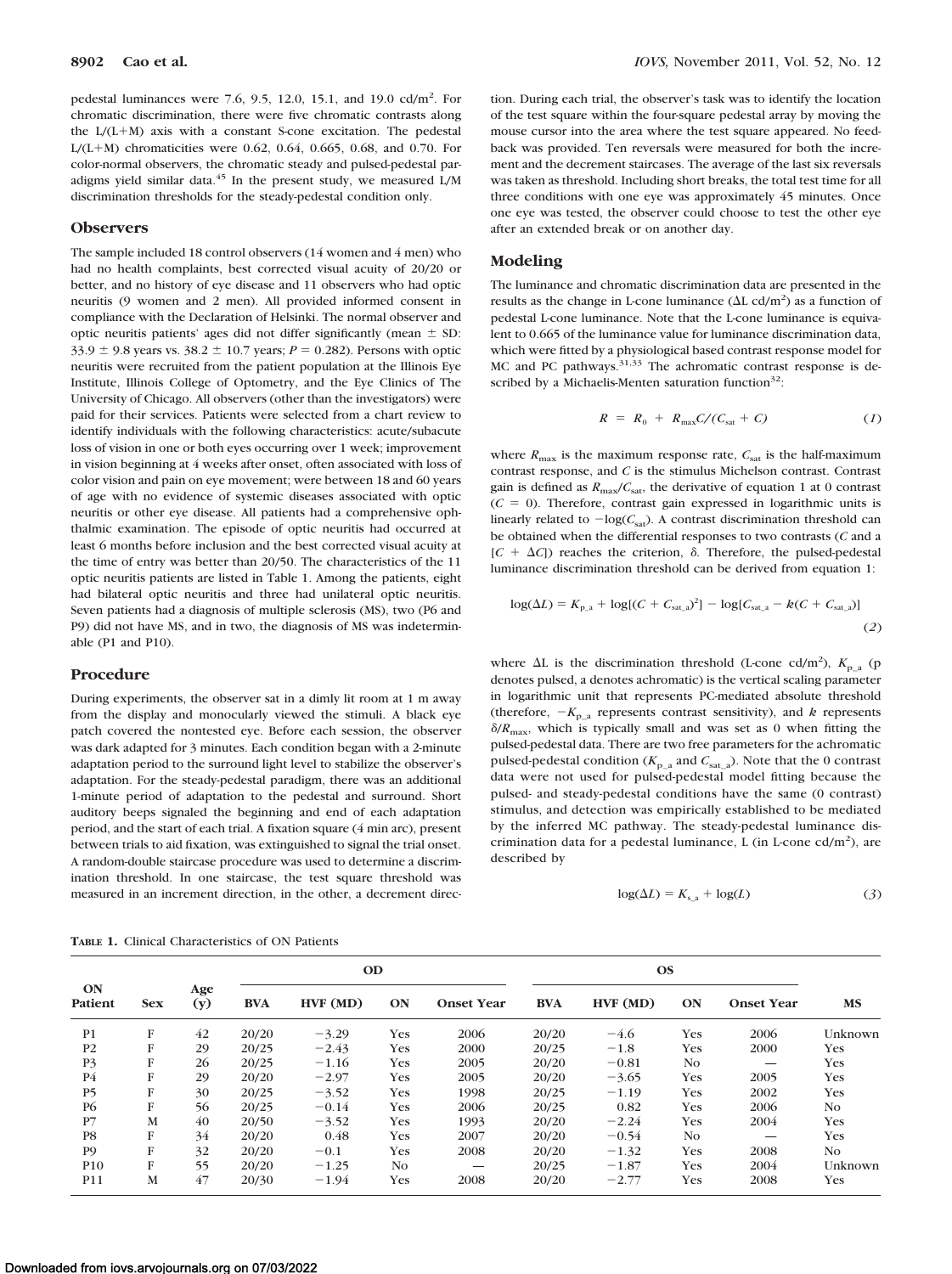pedestal luminances were 7.6, 9.5, 12.0, 15.1, and 19.0 cd/m$^2$. For chromatic discrimination, there were five chromatic contrasts along the L/(L+M) axis with a constant S-cone excitation. The pedestal L/(L+M) chromaticities were 0.62, 0.64, 0.665, 0.68, and 0.70. For color-normal observers, the chromatic steady and pulsed-pedestal paradigms yield similar data.[45] In the present study, we measured L/M discrimination thresholds for the steady-pedestal condition only.

## Observers

The sample included 18 control observers (14 women and 4 men) who had no health complaints, best corrected visual acuity of 20/20 or better, and no history of eye disease and 11 observers who had optic neuritis (9 women and 2 men). All provided informed consent in compliance with the Declaration of Helsinki. The normal observer and optic neuritis patients' ages did not differ significantly (mean ± SD: 33.9 ± 9.8 years vs. 38.2 ± 10.7 years; $P = 0.282$). Persons with optic neuritis were recruited from the patient population at the Illinois Eye Institute, Illinois College of Optometry, and the Eye Clinics of The University of Chicago. All observers (other than the investigators) were paid for their services. Patients were selected from a chart review to identify individuals with the following characteristics: acute/subacute loss of vision in one or both eyes occurring over 1 week; improvement in vision beginning at 4 weeks after onset, often associated with loss of color vision and pain on eye movement; were between 18 and 60 years of age with no evidence of systemic diseases associated with optic neuritis or other eye disease. All patients had a comprehensive ophthalmic examination. The episode of optic neuritis had occurred at least 6 months before inclusion and the best corrected visual acuity at the time of entry was better than 20/50. The characteristics of the 11 optic neuritis patients are listed in Table 1. Among the patients, eight had bilateral optic neuritis and three had unilateral optic neuritis. Seven patients had a diagnosis of multiple sclerosis (MS), two (P6 and P9) did not have MS, and in two, the diagnosis of MS was indeterminable (P1 and P10).

## Procedure

During experiments, the observer sat in a dimly lit room at 1 m away from the display and monocularly viewed the stimuli. A black eye patch covered the nontested eye. Before each session, the observer was dark adapted for 3 minutes. Each condition began with a 2-minute adaptation period to the surround light level to stabilize the observer's adaptation. For the steady-pedestal paradigm, there was an additional 1-minute period of adaptation to the pedestal and surround. Short auditory beeps signaled the beginning and end of each adaptation period, and the start of each trial. A fixation square (4 min arc), present between trials to aid fixation, was extinguished to signal the trial onset. A random-double staircase procedure was used to determine a discrimination threshold. In one staircase, the test square threshold was measured in an increment direction, in the other, a decrement direction. During each trial, the observer's task was to identify the location of the test square within the four-square pedestal array by moving the mouse cursor into the area where the test square appeared. No feedback was provided. Ten reversals were measured for both the increment and the decrement staircases. The average of the last six reversals was taken as threshold. Including short breaks, the total test time for all three conditions with one eye was approximately 45 minutes. Once one eye was tested, the observer could choose to test the other eye after an extended break or on another day.

## Modeling

The luminance and chromatic discrimination data are presented in the results as the change in L-cone luminance ($\Delta$L cd/m$^2$) as a function of pedestal L-cone luminance. Note that the L-cone luminance is equivalent to 0.665 of the luminance value for luminance discrimination data, which were fitted by a physiological based contrast response model for MC and PC pathways.[31,33] The achromatic contrast response is described by a Michaelis-Menten saturation function[32]:

$$R = R_0 + R_{max}C/(C_{sat} + C) \tag{1}$$

where $R_{max}$ is the maximum response rate, $C_{sat}$ is the half-maximum contrast response, and $C$ is the stimulus Michelson contrast. Contrast gain is defined as $R_{max}/C_{sat}$, the derivative of equation 1 at 0 contrast ($C = 0$). Therefore, contrast gain expressed in logarithmic units is linearly related to $-\log(C_{sat})$. A contrast discrimination threshold can be obtained when the differential responses to two contrasts ($C$ and a $[C + \Delta C]$) reaches the criterion, $\delta$. Therefore, the pulsed-pedestal luminance discrimination threshold can be derived from equation 1:

$$\log(\Delta L) = K_{p\_a} + \log[(C + C_{sat\_a})^2] - \log[C_{sat\_a} - k(C + C_{sat\_a})] \tag{2}$$

where $\Delta$L is the discrimination threshold (L-cone cd/m$^2$), $K_{p\_a}$ (p denotes pulsed, a denotes achromatic) is the vertical scaling parameter in logarithmic unit that represents PC-mediated absolute threshold (therefore, $-K_{p\_a}$ represents contrast sensitivity), and $k$ represents $\delta/R_{max}$, which is typically small and was set as 0 when fitting the pulsed-pedestal data. There are two free parameters for the achromatic pulsed-pedestal condition ($K_{p\_a}$ and $C_{sat\_a}$). Note that the 0 contrast data were not used for pulsed-pedestal model fitting because the pulsed- and steady-pedestal conditions have the same (0 contrast) stimulus, and detection was empirically established to be mediated by the inferred MC pathway. The steady-pedestal luminance discrimination data for a pedestal luminance, L (in L-cone cd/m$^2$), are described by

$$\log(\Delta L) = K_{s\_a} + \log(L) \tag{3}$$

**Table 1.** Clinical Characteristics of ON Patients

| ON Patient | Sex | Age (y) | OD | | | | OS | | | | MS |
|---|---|---|---|---|---|---|---|---|---|---|---|
| | | | BVA | HVF (MD) | ON | Onset Year | BVA | HVF (MD) | ON | Onset Year | |
| P1 | F | 42 | 20/20 | −3.29 | Yes | 2006 | 20/20 | −4.6 | Yes | 2006 | Unknown |
| P2 | F | 29 | 20/25 | −2.43 | Yes | 2000 | 20/25 | −1.8 | Yes | 2000 | Yes |
| P3 | F | 26 | 20/25 | −1.16 | Yes | 2005 | 20/20 | −0.81 | No | — | Yes |
| P4 | F | 29 | 20/20 | −2.97 | Yes | 2005 | 20/20 | −3.65 | Yes | 2005 | Yes |
| P5 | F | 30 | 20/25 | −3.52 | Yes | 1998 | 20/25 | −1.19 | Yes | 2002 | Yes |
| P6 | F | 56 | 20/25 | −0.14 | Yes | 2006 | 20/25 | 0.82 | Yes | 2006 | No |
| P7 | M | 40 | 20/50 | −3.52 | Yes | 1993 | 20/20 | −2.24 | Yes | 2004 | Yes |
| P8 | F | 34 | 20/20 | 0.48 | Yes | 2007 | 20/20 | −0.54 | No | — | Yes |
| P9 | F | 32 | 20/20 | −0.1 | Yes | 2008 | 20/20 | −1.32 | Yes | 2008 | No |
| P10 | F | 55 | 20/20 | −1.25 | No | — | 20/25 | −1.87 | Yes | 2004 | Unknown |
| P11 | M | 47 | 20/30 | −1.94 | Yes | 2008 | 20/20 | −2.77 | Yes | 2008 | Yes |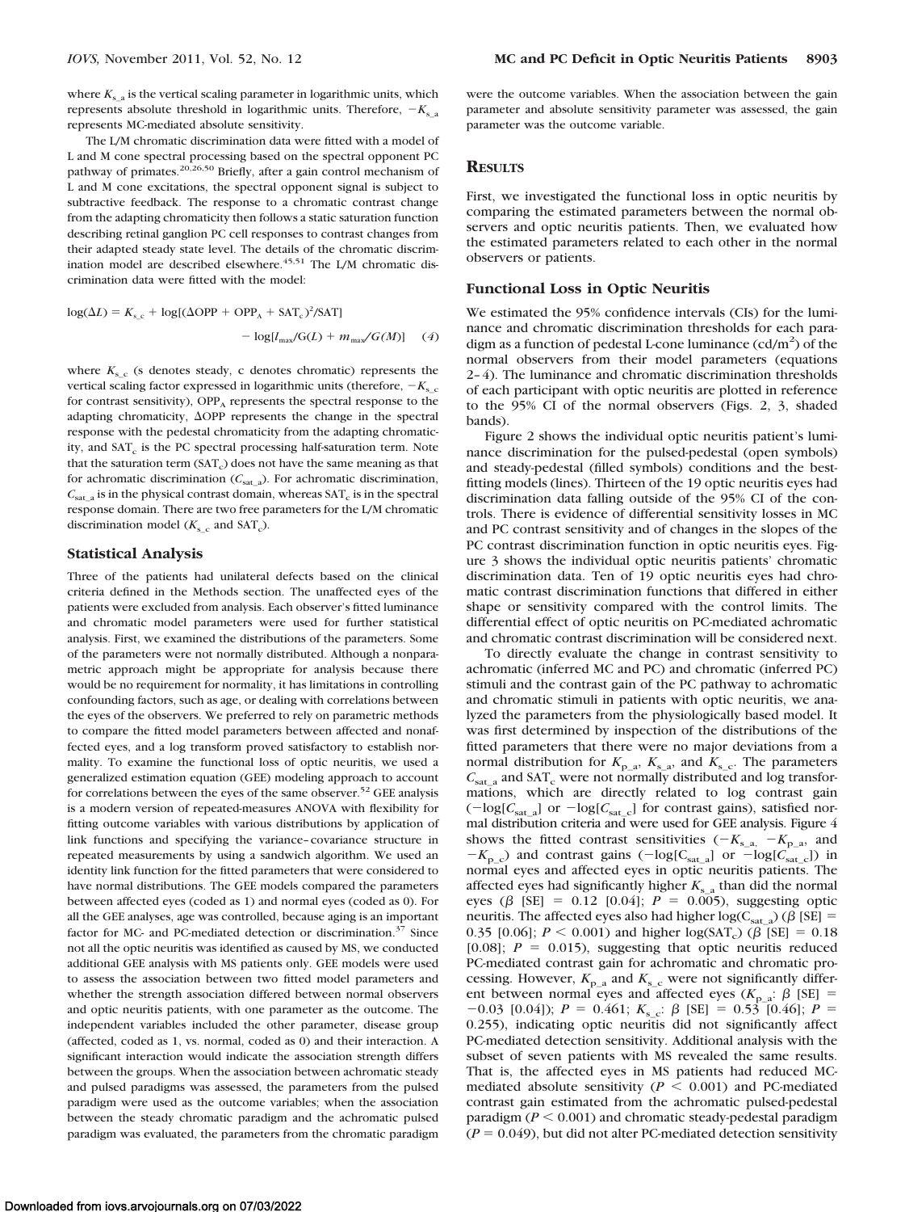where $K_{s\_a}$ is the vertical scaling parameter in logarithmic units, which represents absolute threshold in logarithmic units. Therefore, $-K_{s\_a}$ represents MC-mediated absolute sensitivity.

The L/M chromatic discrimination data were fitted with a model of L and M cone spectral processing based on the spectral opponent PC pathway of primates.[20,26,50] Briefly, after a gain control mechanism of L and M cone excitations, the spectral opponent signal is subject to subtractive feedback. The response to a chromatic contrast change from the adapting chromaticity then follows a static saturation function describing retinal ganglion PC cell responses to contrast changes from their adapted steady state level. The details of the chromatic discrimination model are described elsewhere.[45,51] The L/M chromatic discrimination data were fitted with the model:

$$\log(\Delta L) = K_{s\_c} + \log[(\Delta \mathrm{OPP} + \mathrm{OPP}_A + \mathrm{SAT}_c)^2/\mathrm{SAT}] - \log[l_{max}/G(L) + m_{max}/G(M)] \quad (4)$$

where $K_{s\_c}$ (s denotes steady, c denotes chromatic) represents the vertical scaling factor expressed in logarithmic units (therefore, $-K_{s\_c}$ for contrast sensitivity), $\mathrm{OPP}_A$ represents the spectral response to the adapting chromaticity, $\Delta\mathrm{OPP}$ represents the change in the spectral response with the pedestal chromaticity from the adapting chromaticity, and $\mathrm{SAT}_c$ is the PC spectral processing half-saturation term. Note that the saturation term ($\mathrm{SAT}_c$) does not have the same meaning as that for achromatic discrimination ($C_{sat\_a}$). For achromatic discrimination, $C_{sat\_a}$ is in the physical contrast domain, whereas $\mathrm{SAT}_c$ is in the spectral response domain. There are two free parameters for the L/M chromatic discrimination model ($K_{s\_c}$ and $\mathrm{SAT}_c$).

### Statistical Analysis

Three of the patients had unilateral defects based on the clinical criteria defined in the Methods section. The unaffected eyes of the patients were excluded from analysis. Each observer's fitted luminance and chromatic model parameters were used for further statistical analysis. First, we examined the distributions of the parameters. Some of the parameters were not normally distributed. Although a nonparametric approach might be appropriate for analysis because there would be no requirement for normality, it has limitations in controlling confounding factors, such as age, or dealing with correlations between the eyes of the observers. We preferred to rely on parametric methods to compare the fitted model parameters between affected and nonaffected eyes, and a log transform proved satisfactory to establish normality. To examine the functional loss of optic neuritis, we used a generalized estimation equation (GEE) modeling approach to account for correlations between the eyes of the same observer.[52] GEE analysis is a modern version of repeated-measures ANOVA with flexibility for fitting outcome variables with various distributions by application of link functions and specifying the variance–covariance structure in repeated measurements by using a sandwich algorithm. We used an identity link function for the fitted parameters that were considered to have normal distributions. The GEE models compared the parameters between affected eyes (coded as 1) and normal eyes (coded as 0). For all the GEE analyses, age was controlled, because aging is an important factor for MC- and PC-mediated detection or discrimination.[37] Since not all the optic neuritis was identified as caused by MS, we conducted additional GEE analysis with MS patients only. GEE models were used to assess the association between two fitted model parameters and whether the strength association differed between normal observers and optic neuritis patients, with one parameter as the outcome. The independent variables included the other parameter, disease group (affected, coded as 1, vs. normal, coded as 0) and their interaction. A significant interaction would indicate the association strength differs between the groups. When the association between achromatic steady and pulsed paradigms was assessed, the parameters from the pulsed paradigm were used as the outcome variables; when the association between the steady chromatic paradigm and the achromatic pulsed paradigm was evaluated, the parameters from the chromatic paradigm were the outcome variables. When the association between the gain parameter and absolute sensitivity parameter was assessed, the gain parameter was the outcome variable.

## Results

First, we investigated the functional loss in optic neuritis by comparing the estimated parameters between the normal observers and optic neuritis patients. Then, we evaluated how the estimated parameters related to each other in the normal observers or patients.

### Functional Loss in Optic Neuritis

We estimated the 95% confidence intervals (CIs) for the luminance and chromatic discrimination thresholds for each paradigm as a function of pedestal L-cone luminance (cd/m$^2$) of the normal observers from their model parameters (equations 2–4). The luminance and chromatic discrimination thresholds of each participant with optic neuritis are plotted in reference to the 95% CI of the normal observers (Figs. 2, 3, shaded bands).

Figure 2 shows the individual optic neuritis patient's luminance discrimination for the pulsed-pedestal (open symbols) and steady-pedestal (filled symbols) conditions and the best-fitting models (lines). Thirteen of the 19 optic neuritis eyes had discrimination data falling outside of the 95% CI of the controls. There is evidence of differential sensitivity losses in MC and PC contrast sensitivity and of changes in the slopes of the PC contrast discrimination function in optic neuritis eyes. Figure 3 shows the individual optic neuritis patients' chromatic discrimination data. Ten of 19 optic neuritis eyes had chromatic contrast discrimination functions that differed in either shape or sensitivity compared with the control limits. The differential effect of optic neuritis on PC-mediated achromatic and chromatic contrast discrimination will be considered next.

To directly evaluate the change in contrast sensitivity to achromatic (inferred MC and PC) and chromatic (inferred PC) stimuli and the contrast gain of the PC pathway to achromatic and chromatic stimuli in patients with optic neuritis, we analyzed the parameters from the physiologically based model. It was first determined by inspection of the distributions of the fitted parameters that there were no major deviations from a normal distribution for $K_{p\_a}$, $K_{s\_a}$, and $K_{s\_c}$. The parameters $C_{sat\_a}$ and $\mathrm{SAT}_c$ were not normally distributed and log transformations, which are directly related to log contrast gain ($-\log[C_{sat\_a}]$ or $-\log[C_{sat\_c}]$ for contrast gains), satisfied normal distribution criteria and were used for GEE analysis. Figure 4 shows the fitted contrast sensitivities ($-K_{s\_a}$, $-K_{p\_a}$, and $-K_{p\_c}$) and contrast gains ($-\log[C_{sat\_a}]$ or $-\log[C_{sat\_c}]$) in normal eyes and affected eyes in optic neuritis patients. The affected eyes had significantly higher $K_{s\_a}$ than did the normal eyes ($\beta$ [SE] = 0.12 [0.04]; $P = 0.005$), suggesting optic neuritis. The affected eyes also had higher $\log(C_{sat\_a})$ ($\beta$ [SE] = 0.35 [0.06]; $P < 0.001$) and higher $\log(\mathrm{SAT}_c)$ ($\beta$ [SE] = 0.18 [0.08]; $P = 0.015$), suggesting that optic neuritis reduced PC-mediated contrast gain for achromatic and chromatic processing. However, $K_{p\_a}$ and $K_{s\_c}$ were not significantly different between normal eyes and affected eyes ($K_{p\_a}$: $\beta$ [SE] = −0.03 [0.04]); $P = 0.461$; $K_{s\_c}$: $\beta$ [SE] = 0.53 [0.46]; $P = 0.255$), indicating optic neuritis did not significantly affect PC-mediated detection sensitivity. Additional analysis with the subset of seven patients with MS revealed the same results. That is, the affected eyes in MS patients had reduced MC-mediated absolute sensitivity ($P < 0.001$) and PC-mediated contrast gain estimated from the achromatic pulsed-pedestal paradigm ($P < 0.001$) and chromatic steady-pedestal paradigm ($P = 0.049$), but did not alter PC-mediated detection sensitivity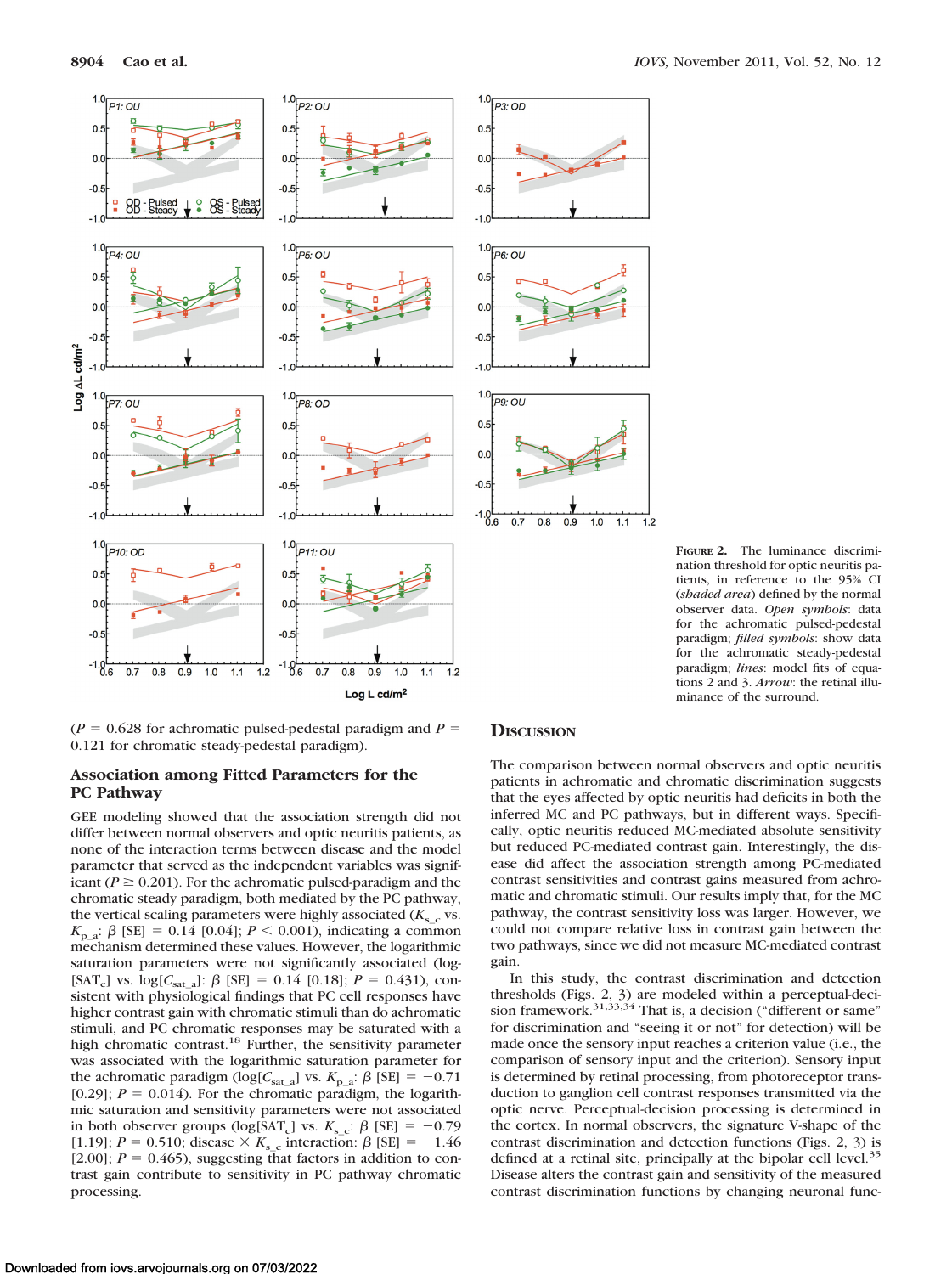**Figure 2.** The luminance discrimination threshold for optic neuritis patients, in reference to the 95% CI (*shaded area*) defined by the normal observer data. *Open symbols*: data for the achromatic pulsed-pedestal paradigm; *filled symbols*: show data for the achromatic steady-pedestal paradigm; *lines*: model fits of equations 2 and 3. *Arrow*: the retinal illuminance of the surround.

($P$ = 0.628 for achromatic pulsed-pedestal paradigm and $P$ = 0.121 for chromatic steady-pedestal paradigm).

### Association among Fitted Parameters for the PC Pathway

GEE modeling showed that the association strength did not differ between normal observers and optic neuritis patients, as none of the interaction terms between disease and the model parameter that served as the independent variables was significant ($P \geq 0.201$). For the achromatic pulsed-paradigm and the chromatic steady paradigm, both mediated by the PC pathway, the vertical scaling parameters were highly associated ($K_{s\_c}$ vs. $K_{p\_a}$: $\beta$ [SE] = 0.14 [0.04]; $P < 0.001$), indicating a common mechanism determined these values. However, the logarithmic saturation parameters were not significantly associated (log[$SAT_c$] vs. log[$C_{sat\_a}$]: $\beta$ [SE] = 0.14 [0.18]; $P$ = 0.431), consistent with physiological findings that PC cell responses have higher contrast gain with chromatic stimuli than do achromatic stimuli, and PC chromatic responses may be saturated with a high chromatic contrast.[18] Further, the sensitivity parameter was associated with the logarithmic saturation parameter for the achromatic paradigm (log[$C_{sat\_a}$] vs. $K_{p\_a}$: $\beta$ [SE] = −0.71 [0.29]; $P$ = 0.014). For the chromatic paradigm, the logarithmic saturation and sensitivity parameters were not associated in both observer groups (log[$SAT_c$] vs. $K_{s\_c}$: $\beta$ [SE] = −0.79 [1.19]; $P$ = 0.510; disease × $K_{s\_c}$ interaction: $\beta$ [SE] = −1.46 [2.00]; $P$ = 0.465), suggesting that factors in addition to contrast gain contribute to sensitivity in PC pathway chromatic processing.

## Discussion

The comparison between normal observers and optic neuritis patients in achromatic and chromatic discrimination suggests that the eyes affected by optic neuritis had deficits in both the inferred MC and PC pathways, but in different ways. Specifically, optic neuritis reduced MC-mediated absolute sensitivity but reduced PC-mediated contrast gain. Interestingly, the disease did affect the association strength among PC-mediated contrast sensitivities and contrast gains measured from achromatic and chromatic stimuli. Our results imply that, for the MC pathway, the contrast sensitivity loss was larger. However, we could not compare relative loss in contrast gain between the two pathways, since we did not measure MC-mediated contrast gain.

In this study, the contrast discrimination and detection thresholds (Figs. 2, 3) are modeled within a perceptual-decision framework.[31,33,34] That is, a decision ("different or same" for discrimination and "seeing it or not" for detection) will be made once the sensory input reaches a criterion value (i.e., the comparison of sensory input and the criterion). Sensory input is determined by retinal processing, from photoreceptor transduction to ganglion cell contrast responses transmitted via the optic nerve. Perceptual-decision processing is determined in the cortex. In normal observers, the signature V-shape of the contrast discrimination and detection functions (Figs. 2, 3) is defined at a retinal site, principally at the bipolar cell level.[35] Disease alters the contrast gain and sensitivity of the measured contrast discrimination functions by changing neuronal func-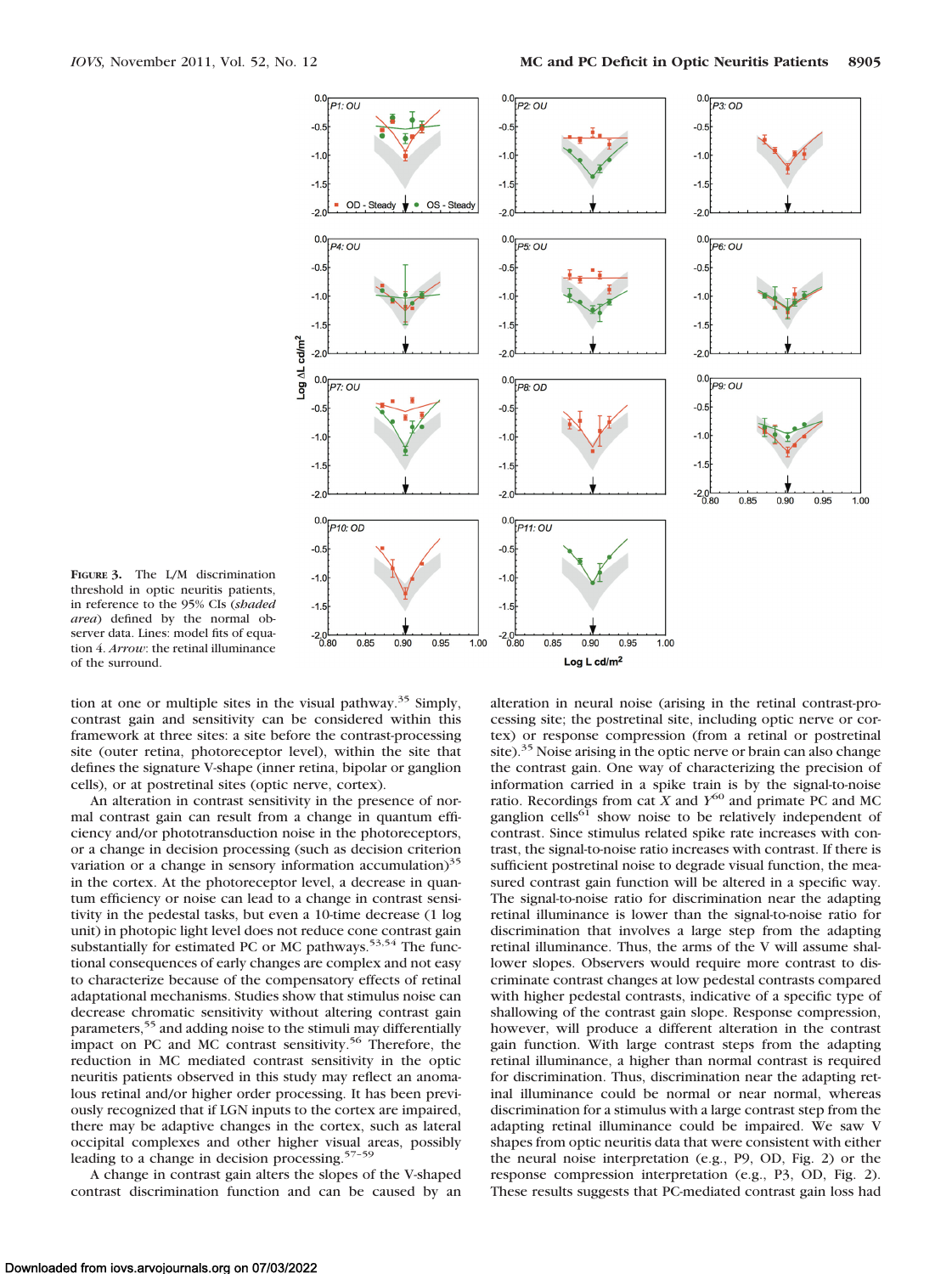**FIGURE 3.** The L/M discrimination threshold in optic neuritis patients, in reference to the 95% CIs (*shaded area*) defined by the normal observer data. Lines: model fits of equation 4. *Arrow*: the retinal illuminance of the surround.

tion at one or multiple sites in the visual pathway.[35] Simply, contrast gain and sensitivity can be considered within this framework at three sites: a site before the contrast-processing site (outer retina, photoreceptor level), within the site that defines the signature V-shape (inner retina, bipolar or ganglion cells), or at postretinal sites (optic nerve, cortex).

An alteration in contrast sensitivity in the presence of normal contrast gain can result from a change in quantum efficiency and/or phototransduction noise in the photoreceptors, or a change in decision processing (such as decision criterion variation or a change in sensory information accumulation)[35] in the cortex. At the photoreceptor level, a decrease in quantum efficiency or noise can lead to a change in contrast sensitivity in the pedestal tasks, but even a 10-time decrease (1 log unit) in photopic light level does not reduce cone contrast gain substantially for estimated PC or MC pathways.[53,54] The functional consequences of early changes are complex and not easy to characterize because of the compensatory effects of retinal adaptational mechanisms. Studies show that stimulus noise can decrease chromatic sensitivity without altering contrast gain parameters,[55] and adding noise to the stimuli may differentially impact on PC and MC contrast sensitivity.[56] Therefore, the reduction in MC mediated contrast sensitivity in the optic neuritis patients observed in this study may reflect an anomalous retinal and/or higher order processing. It has been previously recognized that if LGN inputs to the cortex are impaired, there may be adaptive changes in the cortex, such as lateral occipital complexes and other higher visual areas, possibly leading to a change in decision processing.[57–59]

A change in contrast gain alters the slopes of the V-shaped contrast discrimination function and can be caused by an alteration in neural noise (arising in the retinal contrast-processing site; the postretinal site, including optic nerve or cortex) or response compression (from a retinal or postretinal site).[35] Noise arising in the optic nerve or brain can also change the contrast gain. One way of characterizing the precision of information carried in a spike train is by the signal-to-noise ratio. Recordings from cat X and Y[60] and primate PC and MC ganglion cells[61] show noise to be relatively independent of contrast. Since stimulus related spike rate increases with contrast, the signal-to-noise ratio increases with contrast. If there is sufficient postretinal noise to degrade visual function, the measured contrast gain function will be altered in a specific way. The signal-to-noise ratio for discrimination near the adapting retinal illuminance is lower than the signal-to-noise ratio for discrimination that involves a large step from the adapting retinal illuminance. Thus, the arms of the V will assume shallower slopes. Observers would require more contrast to discriminate contrast changes at low pedestal contrasts compared with higher pedestal contrasts, indicative of a specific type of shallowing of the contrast gain slope. Response compression, however, will produce a different alteration in the contrast gain function. With large contrast steps from the adapting retinal illuminance, a higher than normal contrast is required for discrimination. Thus, discrimination near the adapting retinal illuminance could be normal or near normal, whereas discrimination for a stimulus with a large contrast step from the adapting retinal illuminance could be impaired. We saw V shapes from optic neuritis data that were consistent with either the neural noise interpretation (e.g., P9, OD, Fig. 2) or the response compression interpretation (e.g., P3, OD, Fig. 2). These results suggests that PC-mediated contrast gain loss had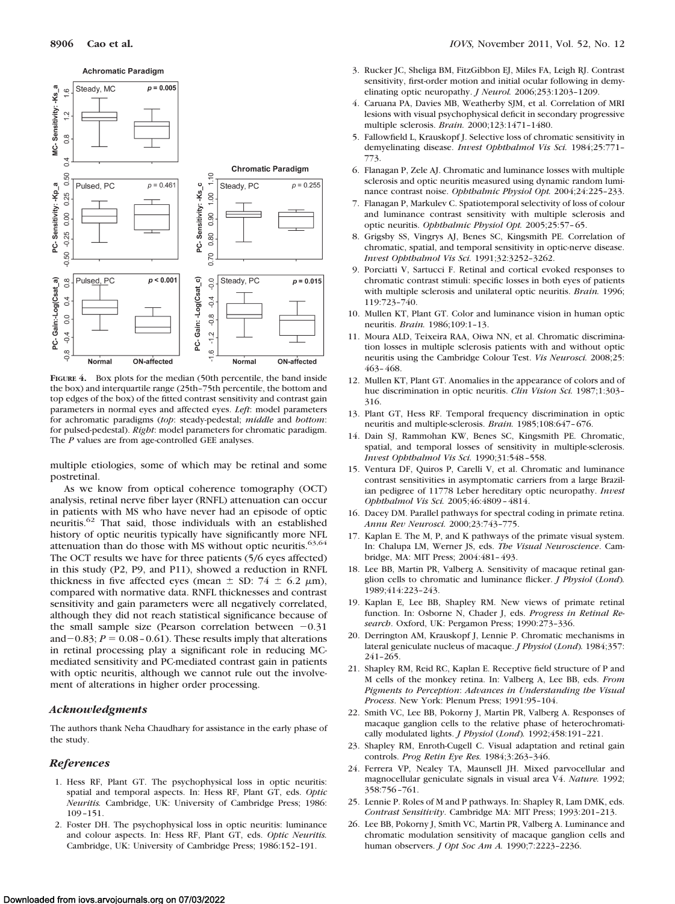**Figure 4.** Box plots for the median (50th percentile, the band inside the box) and interquartile range (25th–75th percentile, the bottom and top edges of the box) of the fitted contrast sensitivity and contrast gain parameters in normal eyes and affected eyes. *Left*: model parameters for achromatic paradigms (*top*: steady-pedestal; *middle* and *bottom*: for pulsed-pedestal). *Right*: model parameters for chromatic paradigm. The *P* values are from age-controlled GEE analyses.

multiple etiologies, some of which may be retinal and some postretinal.

As we know from optical coherence tomography (OCT) analysis, retinal nerve fiber layer (RNFL) attenuation can occur in patients with MS who have never had an episode of optic neuritis.[62] That said, those individuals with an established history of optic neuritis typically have significantly more NFL attenuation than do those with MS without optic neuritis.[63,64] The OCT results we have for three patients (5/6 eyes affected) in this study (P2, P9, and P11), showed a reduction in RNFL thickness in five affected eyes (mean ± SD: 74 ± 6.2 μm), compared with normative data. RNFL thicknesses and contrast sensitivity and gain parameters were all negatively correlated, although they did not reach statistical significance because of the small sample size (Pearson correlation between −0.31 and −0.83; $P = 0.08$–$0.61$). These results imply that alterations in retinal processing play a significant role in reducing MC-mediated sensitivity and PC-mediated contrast gain in patients with optic neuritis, although we cannot rule out the involvement of alterations in higher order processing.

### *Acknowledgments*

The authors thank Neha Chaudhary for assistance in the early phase of the study.

### *References*

1. Hess RF, Plant GT. The psychophysical loss in optic neuritis: spatial and temporal aspects. In: Hess RF, Plant GT, eds. *Optic Neuritis.* Cambridge, UK: University of Cambridge Press; 1986: 109–151.
2. Foster DH. The psychophysical loss in optic neuritis: luminance and colour aspects. In: Hess RF, Plant GT, eds. *Optic Neuritis.* Cambridge, UK: University of Cambridge Press; 1986:152–191.
3. Rucker JC, Sheliga BM, FitzGibbon EJ, Miles FA, Leigh RJ. Contrast sensitivity, first-order motion and initial ocular following in demyelinating optic neuropathy. *J Neurol.* 2006;253:1203–1209.
4. Caruana PA, Davies MB, Weatherby SJM, et al. Correlation of MRI lesions with visual psychophysical deficit in secondary progressive multiple sclerosis. *Brain.* 2000;123:1471–1480.
5. Fallowfield L, Krauskopf J. Selective loss of chromatic sensitivity in demyelinating disease. *Invest Ophthalmol Vis Sci.* 1984;25:771–773.
6. Flanagan P, Zele AJ. Chromatic and luminance losses with multiple sclerosis and optic neuritis measured using dynamic random luminance contrast noise. *Ophthalmic Physiol Opt.* 2004;24:225–233.
7. Flanagan P, Markulev C. Spatiotemporal selectivity of loss of colour and luminance contrast sensitivity with multiple sclerosis and optic neuritis. *Ophthalmic Physiol Opt.* 2005;25:57–65.
8. Grigsby SS, Vingrys AJ, Benes SC, Kingsmith PE. Correlation of chromatic, spatial, and temporal sensitivity in optic-nerve disease. *Invest Ophthalmol Vis Sci.* 1991;32:3252–3262.
9. Porciatti V, Sartucci F. Retinal and cortical evoked responses to chromatic contrast stimuli: specific losses in both eyes of patients with multiple sclerosis and unilateral optic neuritis. *Brain.* 1996; 119:723–740.
10. Mullen KT, Plant GT. Color and luminance vision in human optic neuritis. *Brain.* 1986;109:1–13.
11. Moura ALD, Teixeira RAA, Oiwa NN, et al. Chromatic discrimination losses in multiple sclerosis patients with and without optic neuritis using the Cambridge Colour Test. *Vis Neurosci.* 2008;25: 463–468.
12. Mullen KT, Plant GT. Anomalies in the appearance of colors and of hue discrimination in optic neuritis. *Clin Vision Sci.* 1987;1:303–316.
13. Plant GT, Hess RF. Temporal frequency discrimination in optic neuritis and multiple-sclerosis. *Brain.* 1985;108:647–676.
14. Dain SJ, Rammohan KW, Benes SC, Kingsmith PE. Chromatic, spatial, and temporal losses of sensitivity in multiple-sclerosis. *Invest Ophthalmol Vis Sci.* 1990;31:548–558.
15. Ventura DF, Quiros P, Carelli V, et al. Chromatic and luminance contrast sensitivities in asymptomatic carriers from a large Brazilian pedigree of 11778 Leber hereditary optic neuropathy. *Invest Ophthalmol Vis Sci.* 2005;46:4809–4814.
16. Dacey DM. Parallel pathways for spectral coding in primate retina. *Annu Rev Neurosci.* 2000;23:743–775.
17. Kaplan E. The M, P, and K pathways of the primate visual system. In: Chalupa LM, Werner JS, eds. *The Visual Neuroscience*. Cambridge, MA: MIT Press; 2004:481–493.
18. Lee BB, Martin PR, Valberg A. Sensitivity of macaque retinal ganglion cells to chromatic and luminance flicker. *J Physiol (Lond).* 1989;414:223–243.
19. Kaplan E, Lee BB, Shapley RM. New views of primate retinal function. In: Osborne N, Chader J, eds. *Progress in Retinal Research*. Oxford, UK: Pergamon Press; 1990:273–336.
20. Derrington AM, Krauskopf J, Lennie P. Chromatic mechanisms in lateral geniculate nucleus of macaque. *J Physiol (Lond).* 1984;357: 241–265.
21. Shapley RM, Reid RC, Kaplan E. Receptive field structure of P and M cells of the monkey retina. In: Valberg A, Lee BB, eds. *From Pigments to Perception: Advances in Understanding the Visual Process*. New York: Plenum Press; 1991:95–104.
22. Smith VC, Lee BB, Pokorny J, Martin PR, Valberg A. Responses of macaque ganglion cells to the relative phase of heterochromatically modulated lights. *J Physiol (Lond).* 1992;458:191–221.
23. Shapley RM, Enroth-Cugell C. Visual adaptation and retinal gain controls. *Prog Retin Eye Res.* 1984;3:263–346.
24. Ferrera VP, Nealey TA, Maunsell JH. Mixed parvocellular and magnocellular geniculate signals in visual area V4. *Nature.* 1992; 358:756–761.
25. Lennie P. Roles of M and P pathways. In: Shapley R, Lam DMK, eds. *Contrast Sensitivity*. Cambridge MA: MIT Press; 1993:201–213.
26. Lee BB, Pokorny J, Smith VC, Martin PR, Valberg A. Luminance and chromatic modulation sensitivity of macaque ganglion cells and human observers. *J Opt Soc Am A.* 1990;7:2223–2236.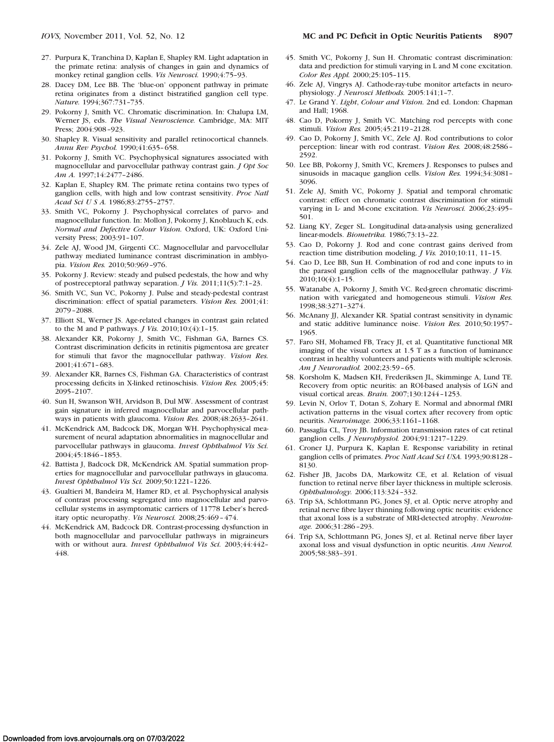27. Purpura K, Tranchina D, Kaplan E, Shapley RM. Light adaptation in the primate retina: analysis of changes in gain and dynamics of monkey retinal ganglion cells. *Vis Neurosci.* 1990;4:75–93.
28. Dacey DM, Lee BB. The 'blue-on' opponent pathway in primate retina originates from a distinct bistratified ganglion cell type. *Nature.* 1994;367:731–735.
29. Pokorny J, Smith VC. Chromatic discrimination. In: Chalupa LM, Werner JS, eds. *The Visual Neuroscience.* Cambridge, MA: MIT Press; 2004:908–923.
30. Shapley R. Visual sensitivity and parallel retinocortical channels. *Annu Rev Psychol.* 1990;41:635–658.
31. Pokorny J, Smith VC. Psychophysical signatures associated with magnocellular and parvocellular pathway contrast gain. *J Opt Soc Am A.* 1997;14:2477–2486.
32. Kaplan E, Shapley RM. The primate retina contains two types of ganglion cells, with high and low contrast sensitivity. *Proc Natl Acad Sci U S A.* 1986;83:2755–2757.
33. Smith VC, Pokorny J. Psychophysical correlates of parvo- and magnocellular function. In: Mollon J, Pokorny J, Knoblauch K, eds. *Normal and Defective Colour Vision.* Oxford, UK: Oxford University Press; 2003:91–107.
34. Zele AJ, Wood JM, Girgenti CC. Magnocellular and parvocellular pathway mediated luminance contrast discrimination in amblyopia. *Vision Res.* 2010;50:969–976.
35. Pokorny J. Review: steady and pulsed pedestals, the how and why of postreceptoral pathway separation. *J Vis.* 2011;11(5):7:1–23.
36. Smith VC, Sun VC, Pokorny J. Pulse and steady-pedestal contrast discrimination: effect of spatial parameters. *Vision Res.* 2001;41:2079–2088.
37. Elliott SL, Werner JS. Age-related changes in contrast gain related to the M and P pathways. *J Vis.* 2010;10:(4):1–15.
38. Alexander KR, Pokorny J, Smith VC, Fishman GA, Barnes CS. Contrast discrimination deficits in retinitis pigmentosa are greater for stimuli that favor the magnocellular pathway. *Vision Res.* 2001;41:671–683.
39. Alexander KR, Barnes CS, Fishman GA. Characteristics of contrast processing deficits in X-linked retinoschisis. *Vision Res.* 2005;45:2095–2107.
40. Sun H, Swanson WH, Arvidson B, Dul MW. Assessment of contrast gain signature in inferred magnocellular and parvocellular pathways in patients with glaucoma. *Vision Res.* 2008;48:2633–2641.
41. McKendrick AM, Badcock DK, Morgan WH. Psychophysical measurement of neural adaptation abnormalities in magnocellular and parvocellular pathways in glaucoma. *Invest Ophthalmol Vis Sci.* 2004;45:1846–1853.
42. Battista J, Badcock DR, McKendrick AM. Spatial summation properties for magnocellular and parvocellular pathways in glaucoma. *Invest Ophthalmol Vis Sci.* 2009;50:1221–1226.
43. Gualtieri M, Bandeira M, Hamer RD, et al. Psychophysical analysis of contrast processing segregated into magnocellular and parvocellular systems in asymptomatic carriers of 11778 Leber's hereditary optic neuropathy. *Vis Neurosci.* 2008;25:469–474.
44. McKendrick AM, Badcock DR. Contrast-processing dysfunction in both magnocellular and parvocellular pathways in migraineurs with or without aura. *Invest Ophthalmol Vis Sci.* 2003;44:442–448.
45. Smith VC, Pokorny J, Sun H. Chromatic contrast discrimination: data and prediction for stimuli varying in L and M cone excitation. *Color Res Appl.* 2000;25:105–115.
46. Zele AJ, Vingrys AJ. Cathode-ray-tube monitor artefacts in neurophysiology. *J Neurosci Methods.* 2005:141;1–7.
47. Le Grand Y. *Light, Colour and Vision.* 2nd ed. London: Chapman and Hall; 1968.
48. Cao D, Pokorny J, Smith VC. Matching rod percepts with cone stimuli. *Vision Res.* 2005;45:2119–2128.
49. Cao D, Pokorny J, Smith VC, Zele AJ. Rod contributions to color perception: linear with rod contrast. *Vision Res.* 2008;48:2586–2592.
50. Lee BB, Pokorny J, Smith VC, Kremers J. Responses to pulses and sinusoids in macaque ganglion cells. *Vision Res.* 1994;34:3081–3096.
51. Zele AJ, Smith VC, Pokorny J. Spatial and temporal chromatic contrast: effect on chromatic contrast discrimination for stimuli varying in L- and M-cone excitation. *Vis Neurosci.* 2006;23:495–501.
52. Liang KY, Zeger SL. Longitudinal data-analysis using generalized linear-models. *Biometrika.* 1986;73:13–22.
53. Cao D, Pokorny J. Rod and cone contrast gains derived from reaction time distribution modeling. *J Vis.* 2010;10:11, 11–15.
54. Cao D, Lee BB, Sun H. Combination of rod and cone inputs to in the parasol ganglion cells of the magnocellular pathway. *J Vis.* 2010;10(4):1–15.
55. Watanabe A, Pokorny J, Smith VC. Red-green chromatic discrimination with variegated and homogeneous stimuli. *Vision Res.* 1998;38:3271–3274.
56. McAnany JJ, Alexander KR. Spatial contrast sensitivity in dynamic and static additive luminance noise. *Vision Res.* 2010;50:1957–1965.
57. Faro SH, Mohamed FB, Tracy JI, et al. Quantitative functional MR imaging of the visual cortex at 1.5 T as a function of luminance contrast in healthy volunteers and patients with multiple sclerosis. *Am J Neuroradiol.* 2002;23:59–65.
58. Korsholm K, Madsen KH, Frederiksen JL, Skimminge A, Lund TE. Recovery from optic neuritis: an ROI-based analysis of LGN and visual cortical areas. *Brain.* 2007;130:1244–1253.
59. Levin N, Orlov T, Dotan S, Zohary E. Normal and abnormal fMRI activation patterns in the visual cortex after recovery from optic neuritis. *Neuroimage.* 2006;33:1161–1168.
60. Passaglia CL, Troy JB. Information transmission rates of cat retinal ganglion cells. *J Neurophysiol.* 2004;91:1217–1229.
61. Croner LJ, Purpura K, Kaplan E. Response variability in retinal ganglion cells of primates. *Proc Natl Acad Sci USA.* 1993;90:8128–8130.
62. Fisher JB, Jacobs DA, Markowitz CE, et al. Relation of visual function to retinal nerve fiber layer thickness in multiple sclerosis. *Ophthalmology.* 2006;113:324–332.
63. Trip SA, Schlottmann PG, Jones SJ, et al. Optic nerve atrophy and retinal nerve fibre layer thinning following optic neuritis: evidence that axonal loss is a substrate of MRI-detected atrophy. *Neuroimage.* 2006;31:286–293.
64. Trip SA, Schlottmann PG, Jones SJ, et al. Retinal nerve fiber layer axonal loss and visual dysfunction in optic neuritis. *Ann Neurol.* 2005;58:383–391.